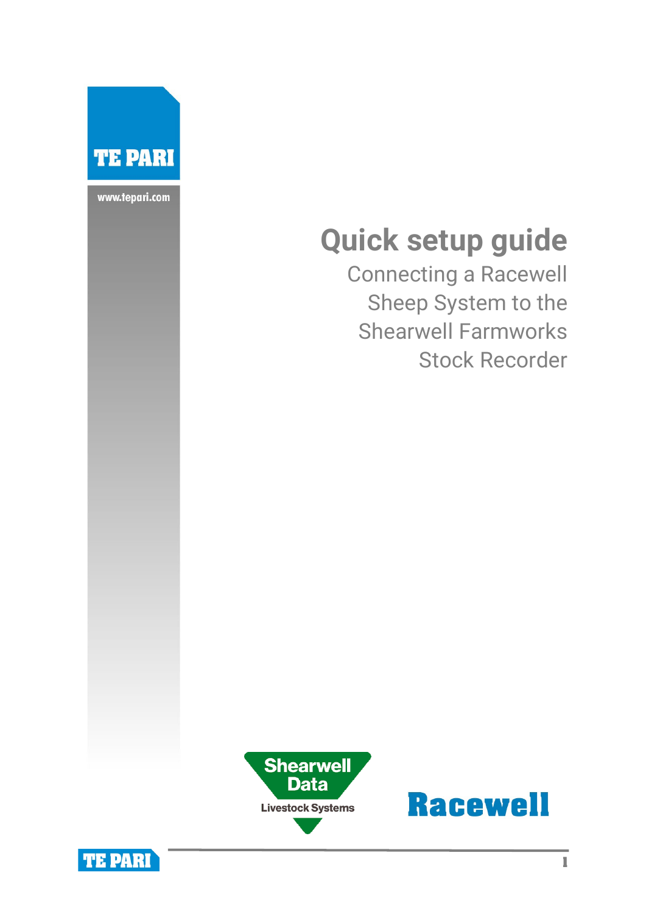TE PARI

www.tepari.com

# Quick setup guide

## Connecting a Racewell Sheep System to the Shearwell Farmworks Stock Recorder

Shearwell Data

Livestock Systems

Racewell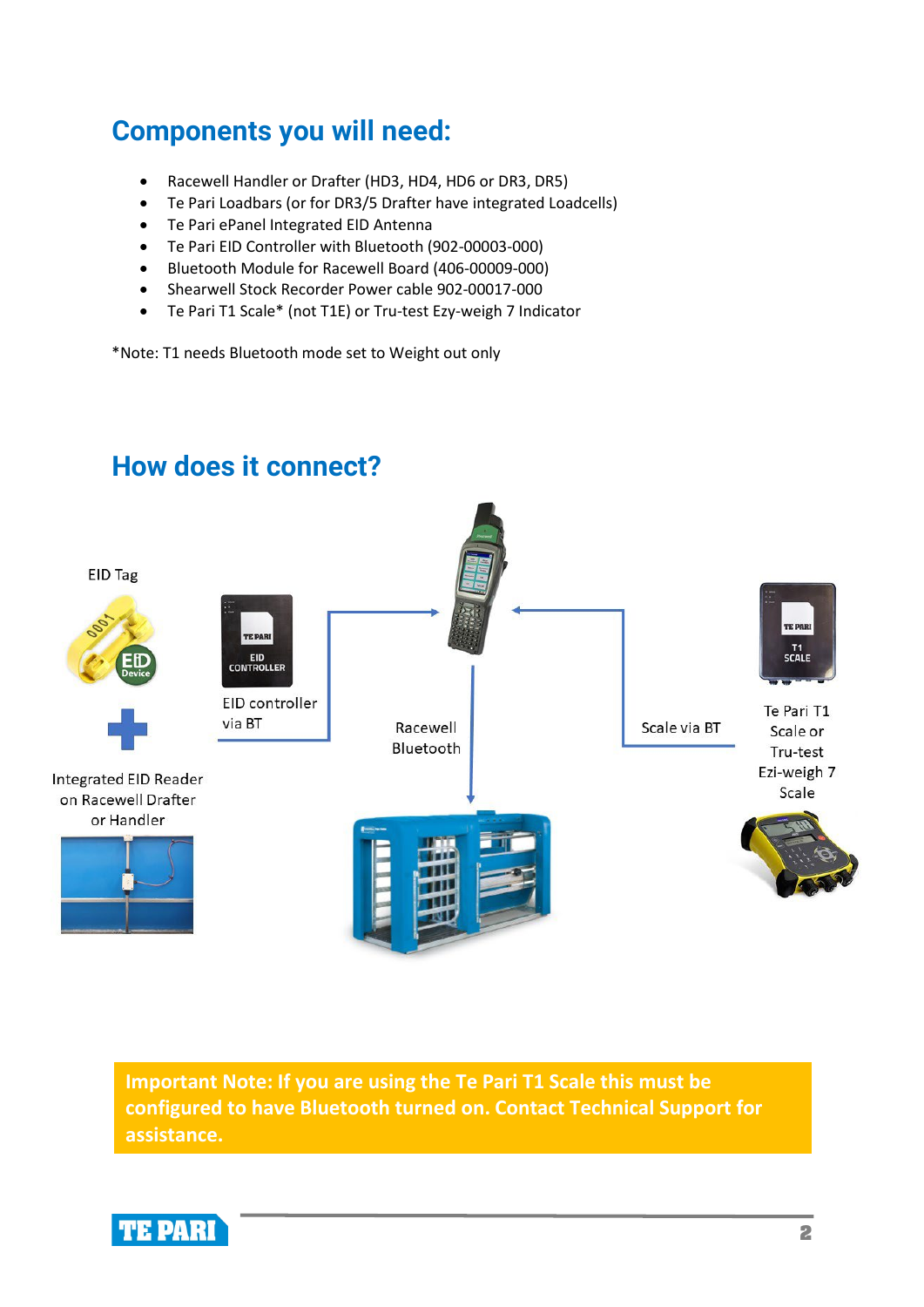## Components you will need:

- Racewell Handler or Drafter (HD3, HD4, HD6 or DR3, DR5)
- Te Pari Loadbars (or for DR3/5 Drafter have integrated Loadcells)
- Te Pari ePanel Integrated EID Antenna
- Te Pari EID Controller with Bluetooth (902-00003-000)
- Bluetooth Module for Racewell Board (406-00009-000)
- Shearwell Stock Recorder Power cable 902-00017-000
- Te Pari T1 Scale* (not T1E) or Tru-test Ezy-weigh 7 Indicator

*Note: T1 needs Bluetooth mode set to Weight out only

## How does it connect?

EID Tag

\+

Integrated EID Reader on Racewell Drafter or Handler

EID controller via BT

Racewell Bluetooth

Scale via BT

Te Pari T1 Scale or Tru-test Ezi-weigh 7 Scale

**Important Note: If you are using the Te Pari T1 Scale this must be configured to have Bluetooth turned on. Contact Technical Support for assistance.**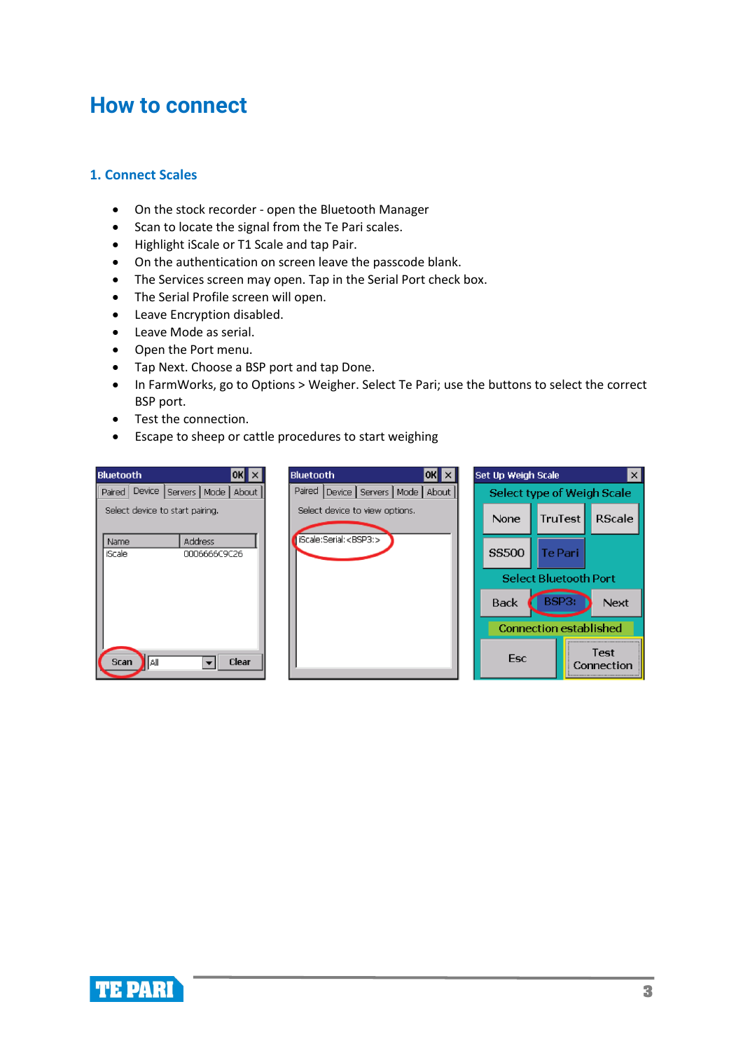# How to connect

## 1. Connect Scales

- On the stock recorder - open the Bluetooth Manager
- Scan to locate the signal from the Te Pari scales.
- Highlight iScale or T1 Scale and tap Pair.
- On the authentication on screen leave the passcode blank.
- The Services screen may open. Tap in the Serial Port check box.
- The Serial Profile screen will open.
- Leave Encryption disabled.
- Leave Mode as serial.
- Open the Port menu.
- Tap Next. Choose a BSP port and tap Done.
- In FarmWorks, go to Options > Weigher. Select Te Pari; use the buttons to select the correct BSP port.
- Test the connection.
- Escape to sheep or cattle procedures to start weighing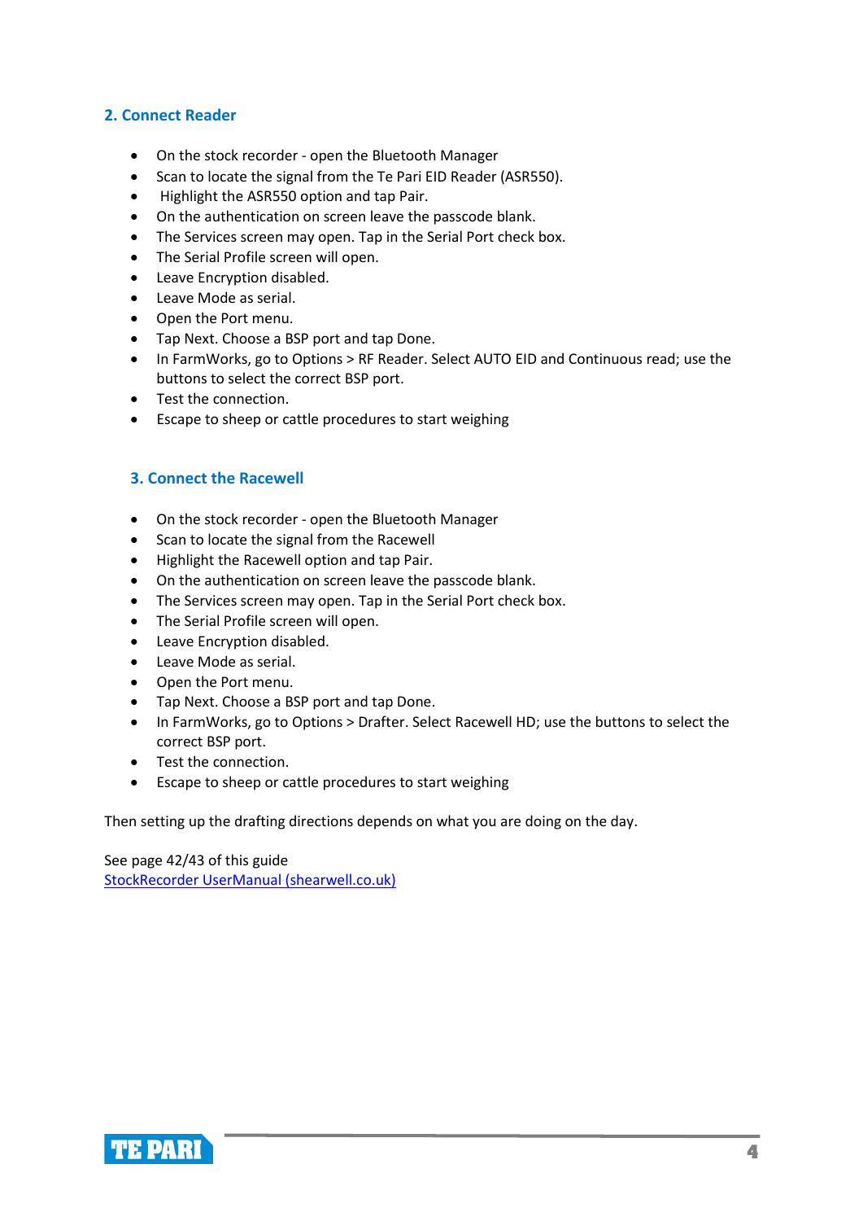## 2. Connect Reader

- On the stock recorder - open the Bluetooth Manager
- Scan to locate the signal from the Te Pari EID Reader (ASR550).
- Highlight the ASR550 option and tap Pair.
- On the authentication on screen leave the passcode blank.
- The Services screen may open. Tap in the Serial Port check box.
- The Serial Profile screen will open.
- Leave Encryption disabled.
- Leave Mode as serial.
- Open the Port menu.
- Tap Next. Choose a BSP port and tap Done.
- In FarmWorks, go to Options > RF Reader. Select AUTO EID and Continuous read; use the buttons to select the correct BSP port.
- Test the connection.
- Escape to sheep or cattle procedures to start weighing

## 3. Connect the Racewell

- On the stock recorder - open the Bluetooth Manager
- Scan to locate the signal from the Racewell
- Highlight the Racewell option and tap Pair.
- On the authentication on screen leave the passcode blank.
- The Services screen may open. Tap in the Serial Port check box.
- The Serial Profile screen will open.
- Leave Encryption disabled.
- Leave Mode as serial.
- Open the Port menu.
- Tap Next. Choose a BSP port and tap Done.
- In FarmWorks, go to Options > Drafter. Select Racewell HD; use the buttons to select the correct BSP port.
- Test the connection.
- Escape to sheep or cattle procedures to start weighing

Then setting up the drafting directions depends on what you are doing on the day.

See page 42/43 of this guide
[StockRecorder UserManual (shearwell.co.uk)]